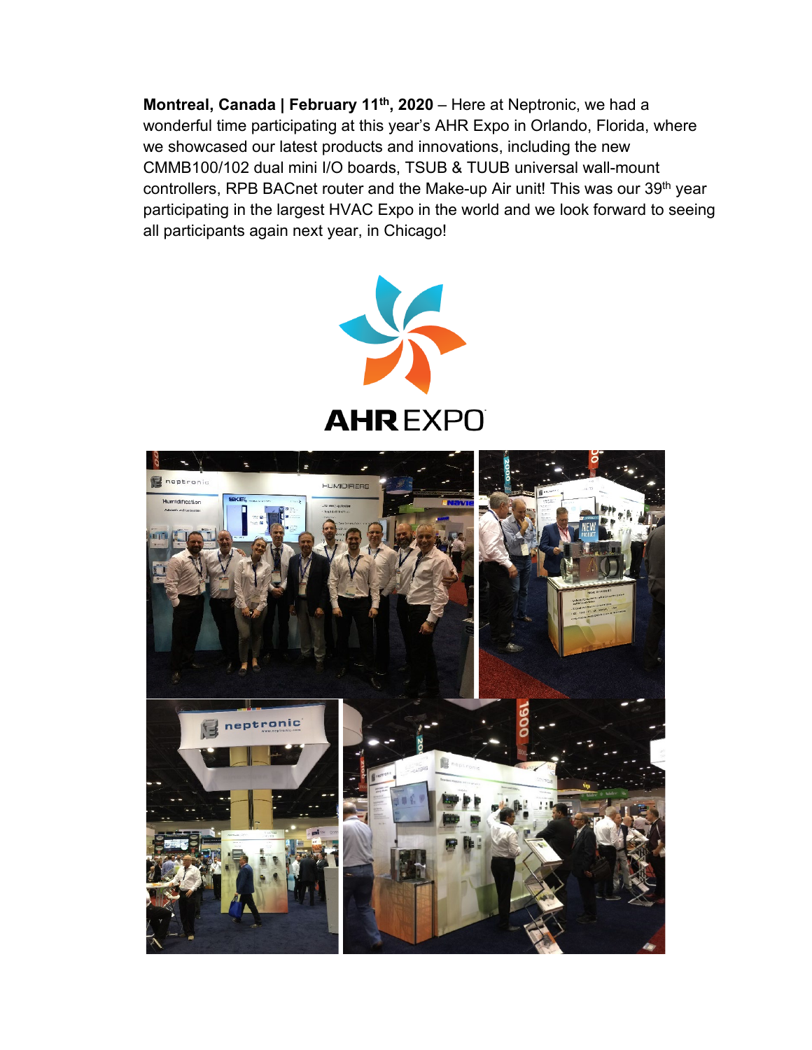**Montreal, Canada | February 11th, 2020** – Here at Neptronic, we had a wonderful time participating at this year's AHR Expo in Orlando, Florida, where we showcased our latest products and innovations, including the new CMMB100/102 dual mini I/O boards, TSUB & TUUB universal wall-mount controllers, RPB BACnet router and the Make-up Air unit! This was our 39th year participating in the largest HVAC Expo in the world and we look forward to seeing all participants again next year, in Chicago!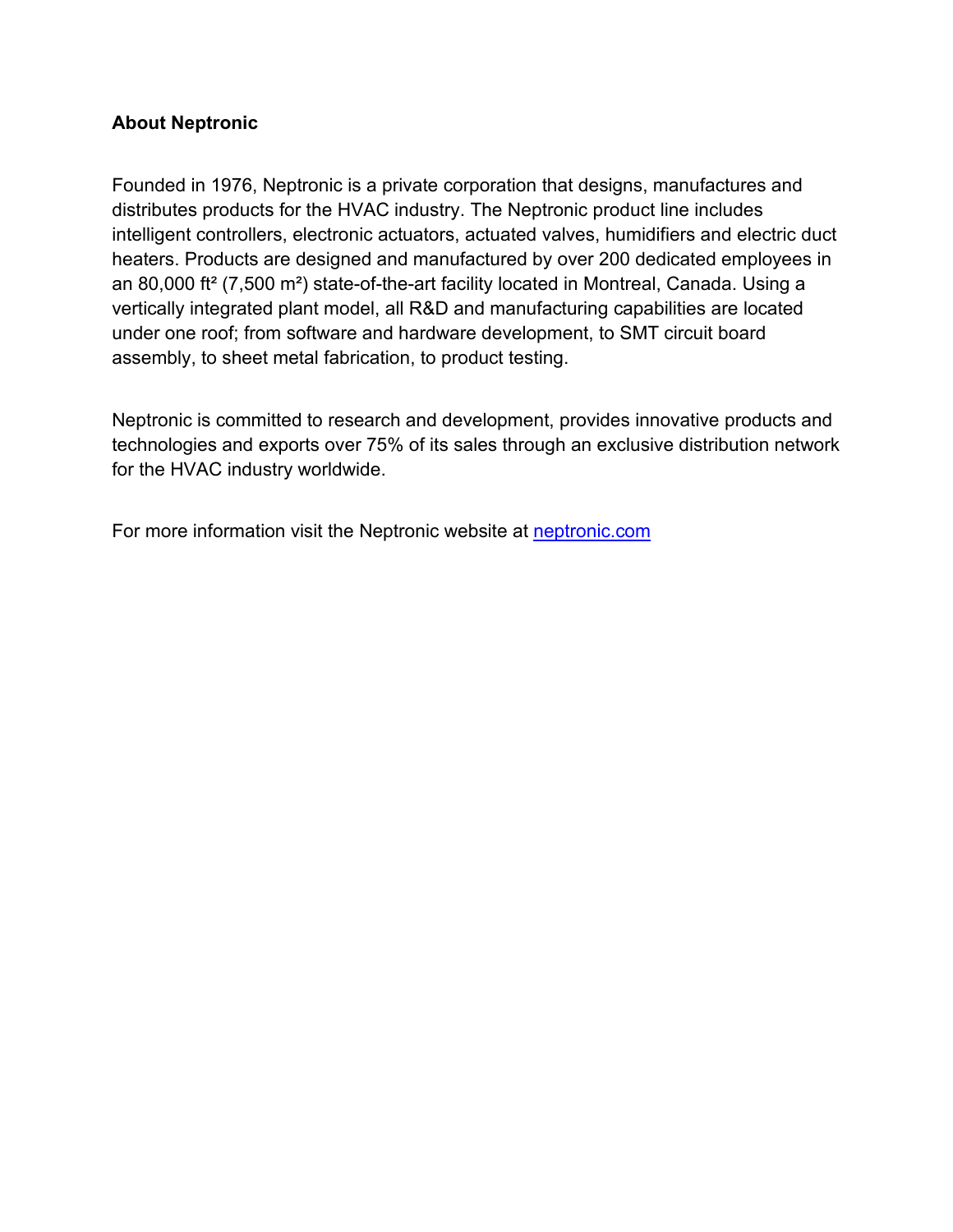**About Neptronic**

Founded in 1976, Neptronic is a private corporation that designs, manufactures and distributes products for the HVAC industry. The Neptronic product line includes intelligent controllers, electronic actuators, actuated valves, humidifiers and electric duct heaters. Products are designed and manufactured by over 200 dedicated employees in an 80,000 $ft^2$ (7,500 $m^2$) state-of-the-art facility located in Montreal, Canada. Using a vertically integrated plant model, all R&D and manufacturing capabilities are located under one roof; from software and hardware development, to SMT circuit board assembly, to sheet metal fabrication, to product testing.

Neptronic is committed to research and development, provides innovative products and technologies and exports over 75% of its sales through an exclusive distribution network for the HVAC industry worldwide.

For more information visit the Neptronic website at [neptronic.com](https://neptronic.com)